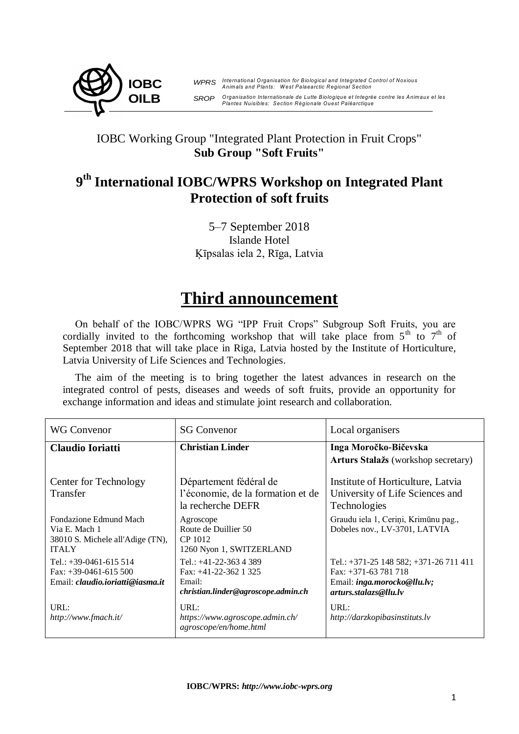IOBC OILB

*WPRS* *International Organisation for Biological and Integrated Control of Noxious Animals and Plants: West Palaearctic Regional Section*

*SROP* *Organisation Internationale de Lutte Biologique et Integrée contre les Animaux et les Plantes Nuisibles: Section Régionale Ouest Paléarctique*

IOBC Working Group "Integrated Plant Protection in Fruit Crops"
**Sub Group "Soft Fruits"**

## 9th International IOBC/WPRS Workshop on Integrated Plant Protection of soft fruits

5–7 September 2018
Islande Hotel
Ķīpsalas iela 2, Rīga, Latvia

# Third announcement

On behalf of the IOBC/WPRS WG "IPP Fruit Crops" Subgroup Soft Fruits, you are cordially invited to the forthcoming workshop that will take place from 5th to 7th of September 2018 that will take place in Riga, Latvia hosted by the Institute of Horticulture, Latvia University of Life Sciences and Technologies.

The aim of the meeting is to bring together the latest advances in research on the integrated control of pests, diseases and weeds of soft fruits, provide an opportunity for exchange information and ideas and stimulate joint research and collaboration.

| WG Convenor | SG Convenor | Local organisers |
|---|---|---|
| **Claudio Ioriatti** | **Christian Linder** | **Inga Moročko-Bičevska**<br>**Arturs Stalažs** (workshop secretary) |
| Center for Technology Transfer | Département fédéral de l'économie, de la formation et de la recherche DEFR | Institute of Horticulture, Latvia University of Life Sciences and Technologies |
| Fondazione Edmund Mach<br>Via E. Mach 1<br>38010 S. Michele all'Adige (TN), ITALY | Agroscope<br>Route de Duillier 50<br>CP 1012<br>1260 Nyon 1, SWITZERLAND | Graudu iela 1, Ceriņi, Krimūnu pag., Dobeles nov., LV-3701, LATVIA |
| Tel.: +39-0461-615 514<br>Fax: +39-0461-615 500<br>Email: ***claudio.ioriatti@iasma.it*** | Tel.: +41-22-363 4 389<br>Fax: +41-22-362 1 325<br>Email:<br>***christian.linder@agroscope.admin.ch*** | Tel.: +371-25 148 582; +371-26 711 411<br>Fax: +371-63 781 718<br>Email: ***inga.morocko@llu.lv; arturs.stalazs@llu.lv*** |
| URL:<br>*http://www.fmach.it/* | URL:<br>*https://www.agroscope.admin.ch/agroscope/en/home.html* | URL:<br>*http://darzkopibasinstituts.lv* |

**IOBC/WPRS:** ***http://www.iobc-wprs.org***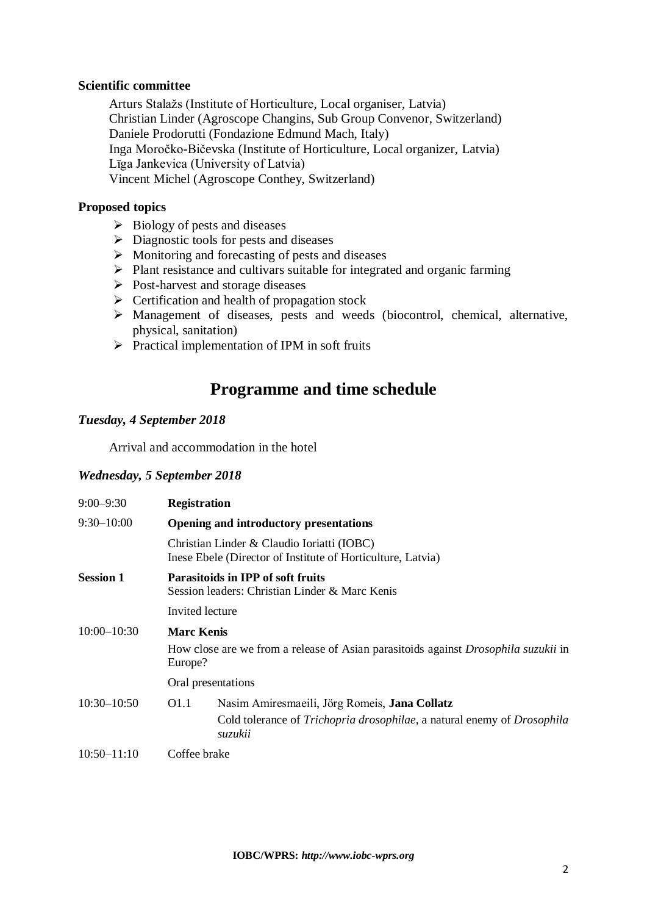**Scientific committee**

Arturs Stalažs (Institute of Horticulture, Local organiser, Latvia)
Christian Linder (Agroscope Changins, Sub Group Convenor, Switzerland)
Daniele Prodorutti (Fondazione Edmund Mach, Italy)
Inga Moročko-Bičevska (Institute of Horticulture, Local organizer, Latvia)
Līga Jankevica (University of Latvia)
Vincent Michel (Agroscope Conthey, Switzerland)

**Proposed topics**

- Biology of pests and diseases
- Diagnostic tools for pests and diseases
- Monitoring and forecasting of pests and diseases
- Plant resistance and cultivars suitable for integrated and organic farming
- Post-harvest and storage diseases
- Certification and health of propagation stock
- Management of diseases, pests and weeds (biocontrol, chemical, alternative, physical, sanitation)
- Practical implementation of IPM in soft fruits

# Programme and time schedule

***Tuesday, 4 September 2018***

Arrival and accommodation in the hotel

***Wednesday, 5 September 2018***

| | |
|---|---|
| 9:00–9:30 | **Registration** |
| 9:30–10:00 | **Opening and introductory presentations** |
| | Christian Linder & Claudio Ioriatti (IOBC)<br>Inese Ebele (Director of Institute of Horticulture, Latvia) |
| **Session 1** | **Parasitoids in IPP of soft fruits**<br>Session leaders: Christian Linder & Marc Kenis |
| | Invited lecture |
| 10:00–10:30 | **Marc Kenis**<br>How close are we from a release of Asian parasitoids against *Drosophila suzukii* in Europe? |
| | Oral presentations |
| 10:30–10:50 | O1.1 Nasim Amiresmaeili, Jörg Romeis, **Jana Collatz**<br>Cold tolerance of *Trichopria drosophilae*, a natural enemy of *Drosophila suzukii* |
| 10:50–11:10 | Coffee brake |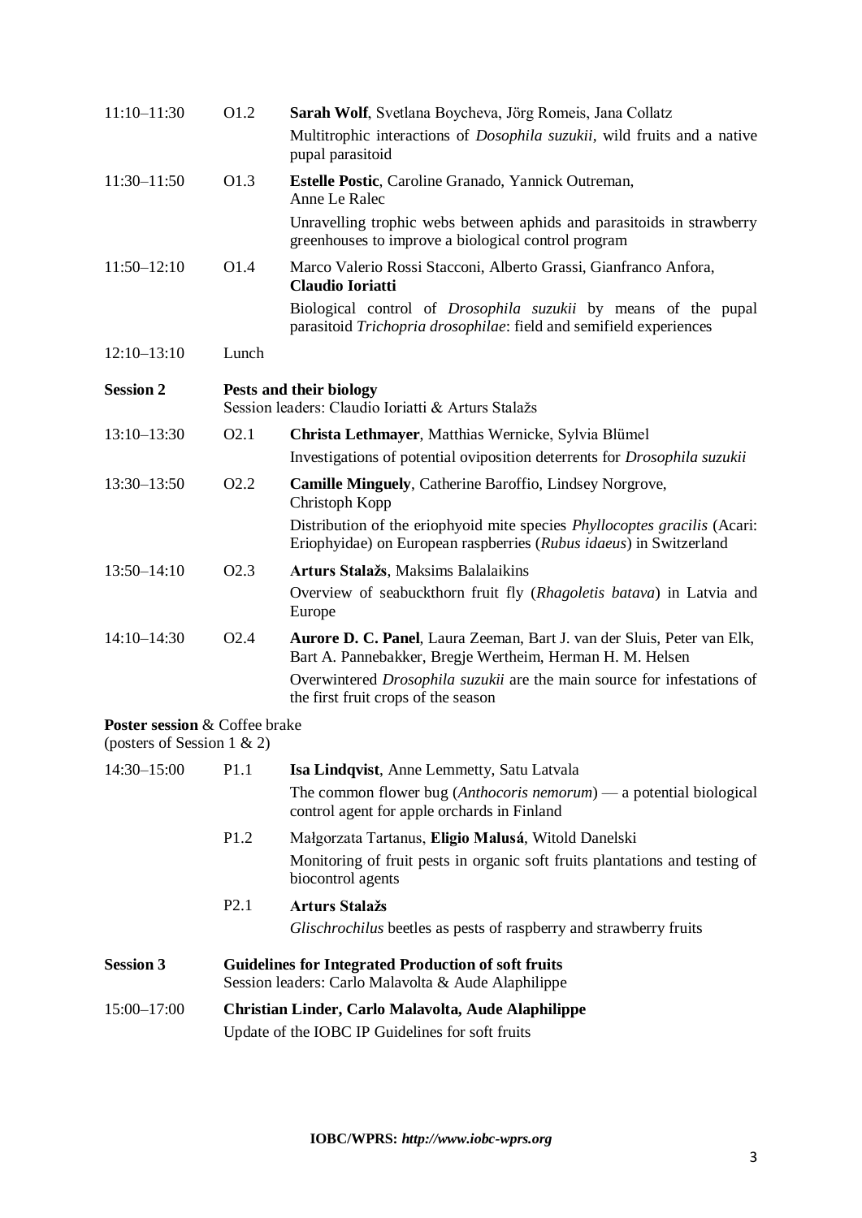| | | |
|---|---|---|
| 11:10–11:30 | O1.2 | **Sarah Wolf**, Svetlana Boycheva, Jörg Romeis, Jana Collatz<br>Multitrophic interactions of *Dosophila suzukii*, wild fruits and a native pupal parasitoid |
| 11:30–11:50 | O1.3 | **Estelle Postic**, Caroline Granado, Yannick Outreman, Anne Le Ralec<br>Unravelling trophic webs between aphids and parasitoids in strawberry greenhouses to improve a biological control program |
| 11:50–12:10 | O1.4 | Marco Valerio Rossi Stacconi, Alberto Grassi, Gianfranco Anfora, **Claudio Ioriatti**<br>Biological control of *Drosophila suzukii* by means of the pupal parasitoid *Trichopria drosophilae*: field and semifield experiences |
| 12:10–13:10 | Lunch | |

**Session 2** **Pests and their biology**
Session leaders: Claudio Ioriatti & Arturs Stalažs

| | | |
|---|---|---|
| 13:10–13:30 | O2.1 | **Christa Lethmayer**, Matthias Wernicke, Sylvia Blümel<br>Investigations of potential oviposition deterrents for *Drosophila suzukii* |
| 13:30–13:50 | O2.2 | **Camille Minguely**, Catherine Baroffio, Lindsey Norgrove, Christoph Kopp<br>Distribution of the eriophyoid mite species *Phyllocoptes gracilis* (Acari: Eriophyidae) on European raspberries (*Rubus idaeus*) in Switzerland |
| 13:50–14:10 | O2.3 | **Arturs Stalažs**, Maksims Balalaikins<br>Overview of seabuckthorn fruit fly (*Rhagoletis batava*) in Latvia and Europe |
| 14:10–14:30 | O2.4 | **Aurore D. C. Panel**, Laura Zeeman, Bart J. van der Sluis, Peter van Elk, Bart A. Pannebakker, Bregje Wertheim, Herman H. M. Helsen<br>Overwintered *Drosophila suzukii* are the main source for infestations of the first fruit crops of the season |

**Poster session** & Coffee brake
(posters of Session 1 & 2)

| | | |
|---|---|---|
| 14:30–15:00 | P1.1 | **Isa Lindqvist**, Anne Lemmetty, Satu Latvala<br>The common flower bug (*Anthocoris nemorum*) — a potential biological control agent for apple orchards in Finland |
| | P1.2 | Małgorzata Tartanus, **Eligio Malusá**, Witold Danelski<br>Monitoring of fruit pests in organic soft fruits plantations and testing of biocontrol agents |
| | P2.1 | **Arturs Stalažs**<br>*Glischrochilus* beetles as pests of raspberry and strawberry fruits |

**Session 3** **Guidelines for Integrated Production of soft fruits**
Session leaders: Carlo Malavolta & Aude Alaphilippe

| | |
|---|---|
| 15:00–17:00 | **Christian Linder, Carlo Malavolta, Aude Alaphilippe**<br>Update of the IOBC IP Guidelines for soft fruits |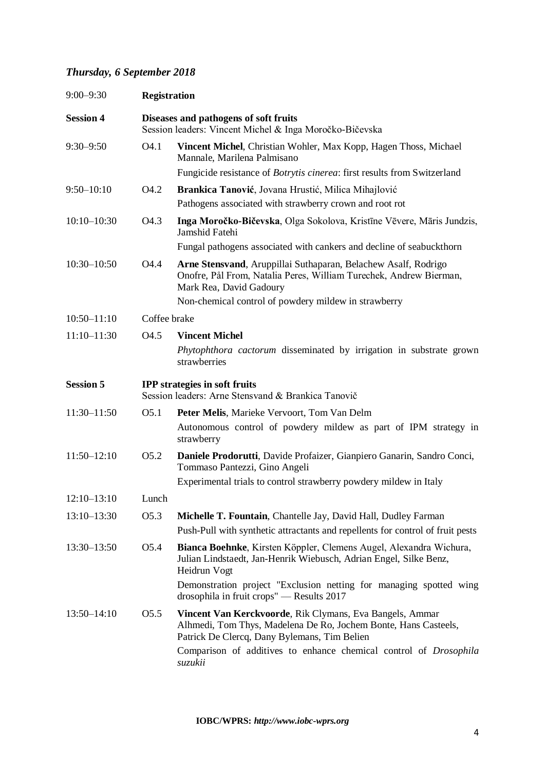## *Thursday, 6 September 2018*

| | | |
|---|---|---|
| 9:00–9:30 | **Registration** | |
| **Session 4** | **Diseases and pathogens of soft fruits**<br>Session leaders: Vincent Michel & Inga Moročko-Bičevska | |
| 9:30–9:50 | O4.1 | **Vincent Michel**, Christian Wohler, Max Kopp, Hagen Thoss, Michael Mannale, Marilena Palmisano<br>Fungicide resistance of *Botrytis cinerea*: first results from Switzerland |
| 9:50–10:10 | O4.2 | **Brankica Tanović**, Jovana Hrustić, Milica Mihajlović<br>Pathogens associated with strawberry crown and root rot |
| 10:10–10:30 | O4.3 | **Inga Moročko-Bičevska**, Olga Sokolova, Kristīne Vēvere, Māris Jundzis, Jamshid Fatehi<br>Fungal pathogens associated with cankers and decline of seabuckthorn |
| 10:30–10:50 | O4.4 | **Arne Stensvand**, Aruppillai Suthaparan, Belachew Asalf, Rodrigo Onofre, Pål From, Natalia Peres, William Turechek, Andrew Bierman, Mark Rea, David Gadoury<br>Non-chemical control of powdery mildew in strawberry |
| 10:50–11:10 | Coffee brake | |
| 11:10–11:30 | O4.5 | **Vincent Michel**<br>*Phytophthora cactorum* disseminated by irrigation in substrate grown strawberries |
| **Session 5** | **IPP strategies in soft fruits**<br>Session leaders: Arne Stensvand & Brankica Tanovič | |
| 11:30–11:50 | O5.1 | **Peter Melis**, Marieke Vervoort, Tom Van Delm<br>Autonomous control of powdery mildew as part of IPM strategy in strawberry |
| 11:50–12:10 | O5.2 | **Daniele Prodorutti**, Davide Profaizer, Gianpiero Ganarin, Sandro Conci, Tommaso Pantezzi, Gino Angeli<br>Experimental trials to control strawberry powdery mildew in Italy |
| 12:10–13:10 | Lunch | |
| 13:10–13:30 | O5.3 | **Michelle T. Fountain**, Chantelle Jay, David Hall, Dudley Farman<br>Push-Pull with synthetic attractants and repellents for control of fruit pests |
| 13:30–13:50 | O5.4 | **Bianca Boehnke**, Kirsten Köppler, Clemens Augel, Alexandra Wichura, Julian Lindstaedt, Jan-Henrik Wiebusch, Adrian Engel, Silke Benz, Heidrun Vogt<br>Demonstration project "Exclusion netting for managing spotted wing drosophila in fruit crops" — Results 2017 |
| 13:50–14:10 | O5.5 | **Vincent Van Kerckvoorde**, Rik Clymans, Eva Bangels, Ammar Alhmedi, Tom Thys, Madelena De Ro, Jochem Bonte, Hans Casteels, Patrick De Clercq, Dany Bylemans, Tim Belien<br>Comparison of additives to enhance chemical control of *Drosophila suzukii* |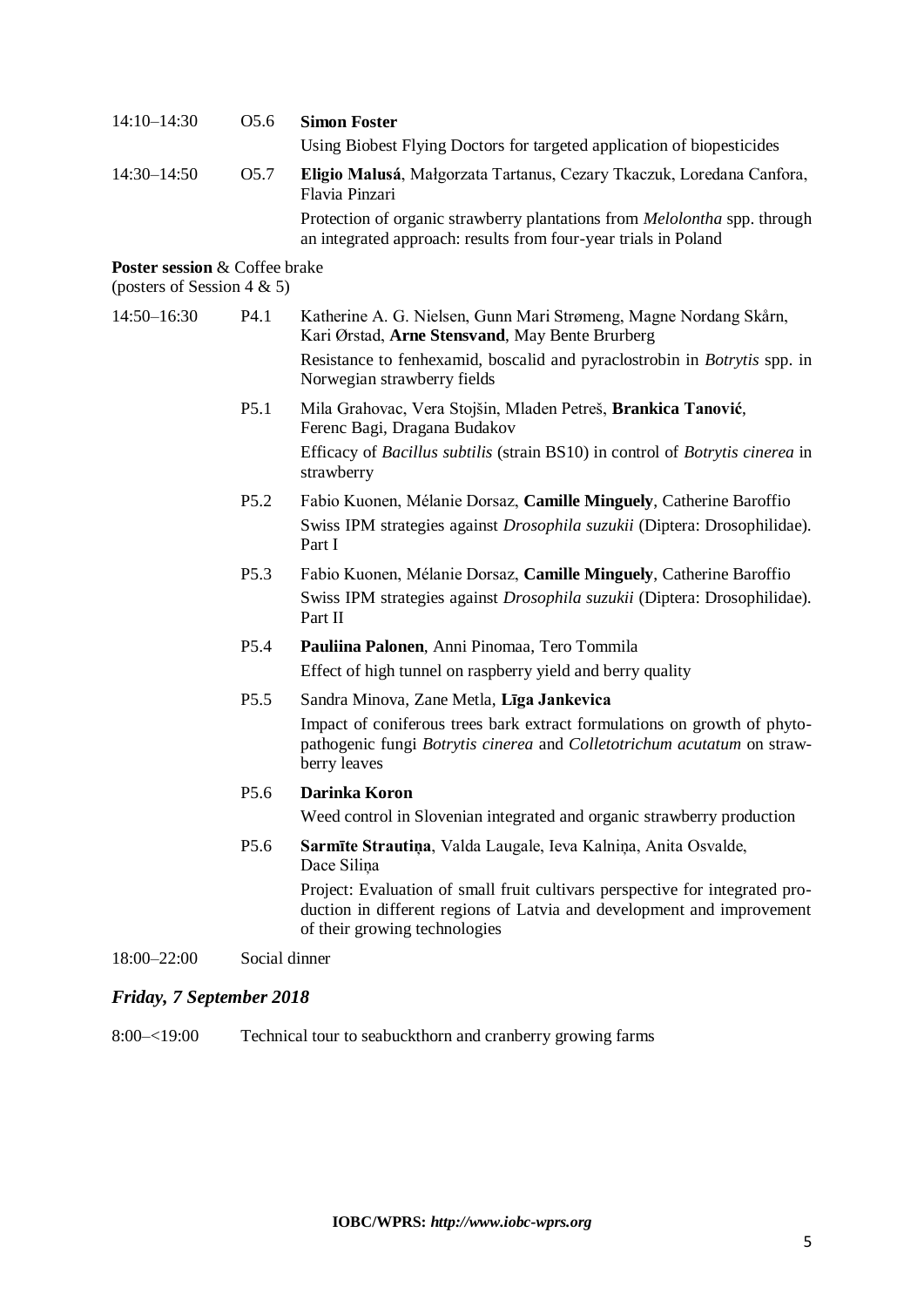14:10–14:30 O5.6 **Simon Foster**
Using Biobest Flying Doctors for targeted application of biopesticides

14:30–14:50 O5.7 **Eligio Malusá**, Małgorzata Tartanus, Cezary Tkaczuk, Loredana Canfora, Flavia Pinzari
Protection of organic strawberry plantations from *Melolontha* spp. through an integrated approach: results from four-year trials in Poland

**Poster session** & Coffee brake
(posters of Session 4 & 5)

14:50–16:30 P4.1 Katherine A. G. Nielsen, Gunn Mari Strømeng, Magne Nordang Skårn, Kari Ørstad, **Arne Stensvand**, May Bente Brurberg
Resistance to fenhexamid, boscalid and pyraclostrobin in *Botrytis* spp. in Norwegian strawberry fields

P5.1 Mila Grahovac, Vera Stojšin, Mladen Petreš, **Brankica Tanović**, Ferenc Bagi, Dragana Budakov
Efficacy of *Bacillus subtilis* (strain BS10) in control of *Botrytis cinerea* in strawberry

P5.2 Fabio Kuonen, Mélanie Dorsaz, **Camille Minguely**, Catherine Baroffio
Swiss IPM strategies against *Drosophila suzukii* (Diptera: Drosophilidae). Part I

P5.3 Fabio Kuonen, Mélanie Dorsaz, **Camille Minguely**, Catherine Baroffio
Swiss IPM strategies against *Drosophila suzukii* (Diptera: Drosophilidae). Part II

P5.4 **Pauliina Palonen**, Anni Pinomaa, Tero Tommila
Effect of high tunnel on raspberry yield and berry quality

P5.5 Sandra Minova, Zane Metla, **Līga Jankevica**
Impact of coniferous trees bark extract formulations on growth of phytopathogenic fungi *Botrytis cinerea* and *Colletotrichum acutatum* on strawberry leaves

P5.6 **Darinka Koron**
Weed control in Slovenian integrated and organic strawberry production

P5.6 **Sarmīte Strautiņa**, Valda Laugale, Ieva Kalniņa, Anita Osvalde, Dace Siliņa
Project: Evaluation of small fruit cultivars perspective for integrated production in different regions of Latvia and development and improvement of their growing technologies

18:00–22:00 Social dinner

## *Friday, 7 September 2018*

8:00–<19:00 Technical tour to seabuckthorn and cranberry growing farms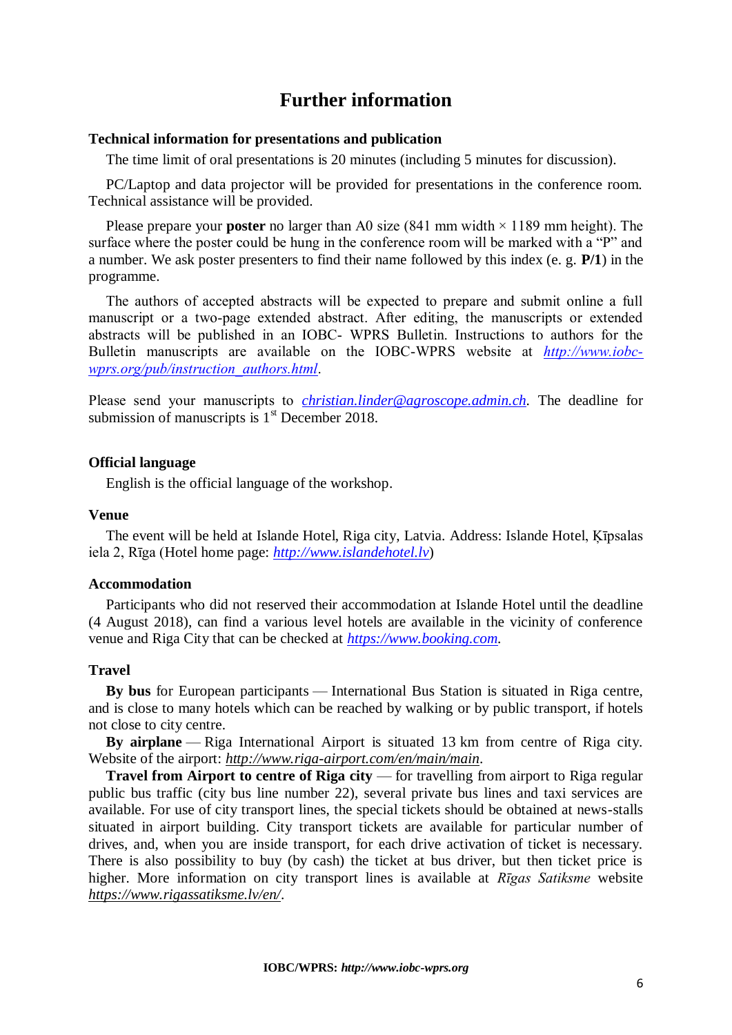# Further information

### Technical information for presentations and publication

The time limit of oral presentations is 20 minutes (including 5 minutes for discussion).

PC/Laptop and data projector will be provided for presentations in the conference room. Technical assistance will be provided.

Please prepare your **poster** no larger than A0 size (841 mm width × 1189 mm height). The surface where the poster could be hung in the conference room will be marked with a "P" and a number. We ask poster presenters to find their name followed by this index (e. g. **P/1**) in the programme.

The authors of accepted abstracts will be expected to prepare and submit online a full manuscript or a two-page extended abstract. After editing, the manuscripts or extended abstracts will be published in an IOBC- WPRS Bulletin. Instructions to authors for the Bulletin manuscripts are available on the IOBC-WPRS website at *http://www.iobc-wprs.org/pub/instruction_authors.html*.

Please send your manuscripts to *christian.linder@agroscope.admin.ch*. The deadline for submission of manuscripts is 1st December 2018.

### Official language

English is the official language of the workshop.

### Venue

The event will be held at Islande Hotel, Riga city, Latvia. Address: Islande Hotel, Ķīpsalas iela 2, Rīga (Hotel home page: *http://www.islandehotel.lv*)

### Accommodation

Participants who did not reserved their accommodation at Islande Hotel until the deadline (4 August 2018), can find a various level hotels are available in the vicinity of conference venue and Riga City that can be checked at *https://www.booking.com*.

### Travel

**By bus** for European participants — International Bus Station is situated in Riga centre, and is close to many hotels which can be reached by walking or by public transport, if hotels not close to city centre.

**By airplane** — Riga International Airport is situated 13 km from centre of Riga city. Website of the airport: *http://www.riga-airport.com/en/main/main*.

**Travel from Airport to centre of Riga city** — for travelling from airport to Riga regular public bus traffic (city bus line number 22), several private bus lines and taxi services are available. For use of city transport lines, the special tickets should be obtained at news-stalls situated in airport building. City transport tickets are available for particular number of drives, and, when you are inside transport, for each drive activation of ticket is necessary. There is also possibility to buy (by cash) the ticket at bus driver, but then ticket price is higher. More information on city transport lines is available at *Rīgas Satiksme* website *https://www.rigassatiksme.lv/en/*.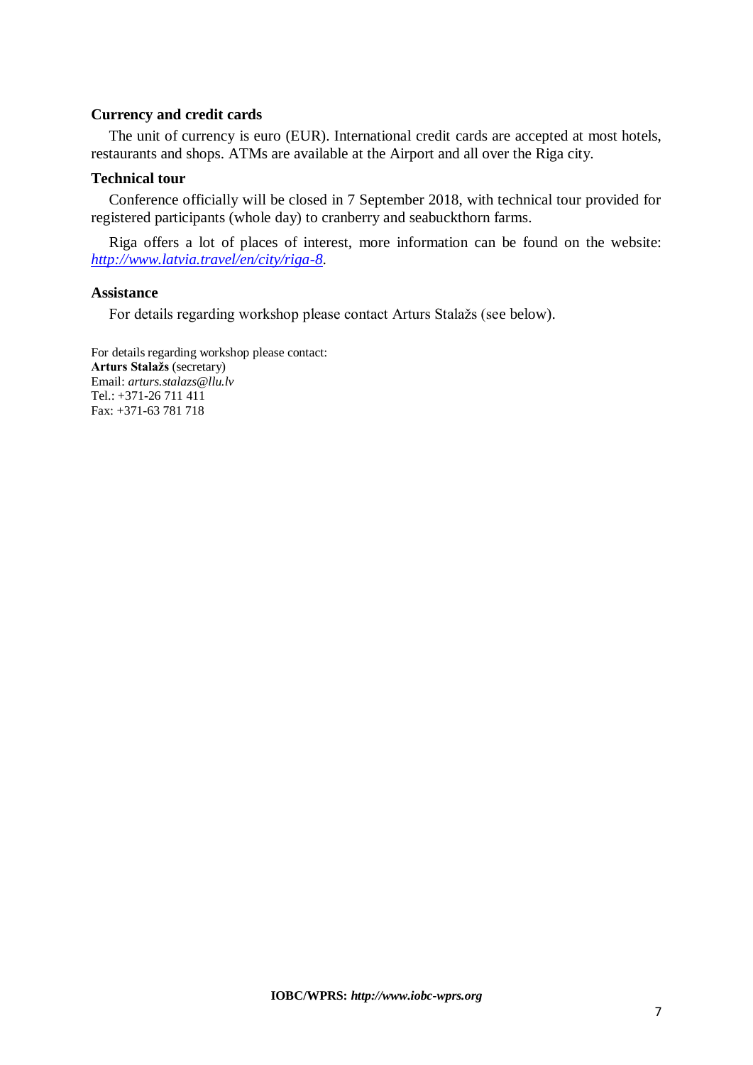### Currency and credit cards

The unit of currency is euro (EUR). International credit cards are accepted at most hotels, restaurants and shops. ATMs are available at the Airport and all over the Riga city.

### Technical tour

Conference officially will be closed in 7 September 2018, with technical tour provided for registered participants (whole day) to cranberry and seabuckthorn farms.

Riga offers a lot of places of interest, more information can be found on the website: *http://www.latvia.travel/en/city/riga-8*.

### Assistance

For details regarding workshop please contact Arturs Stalažs (see below).

For details regarding workshop please contact:
**Arturs Stalažs** (secretary)
Email: *arturs.stalazs@llu.lv*
Tel.: +371-26 711 411
Fax: +371-63 781 718